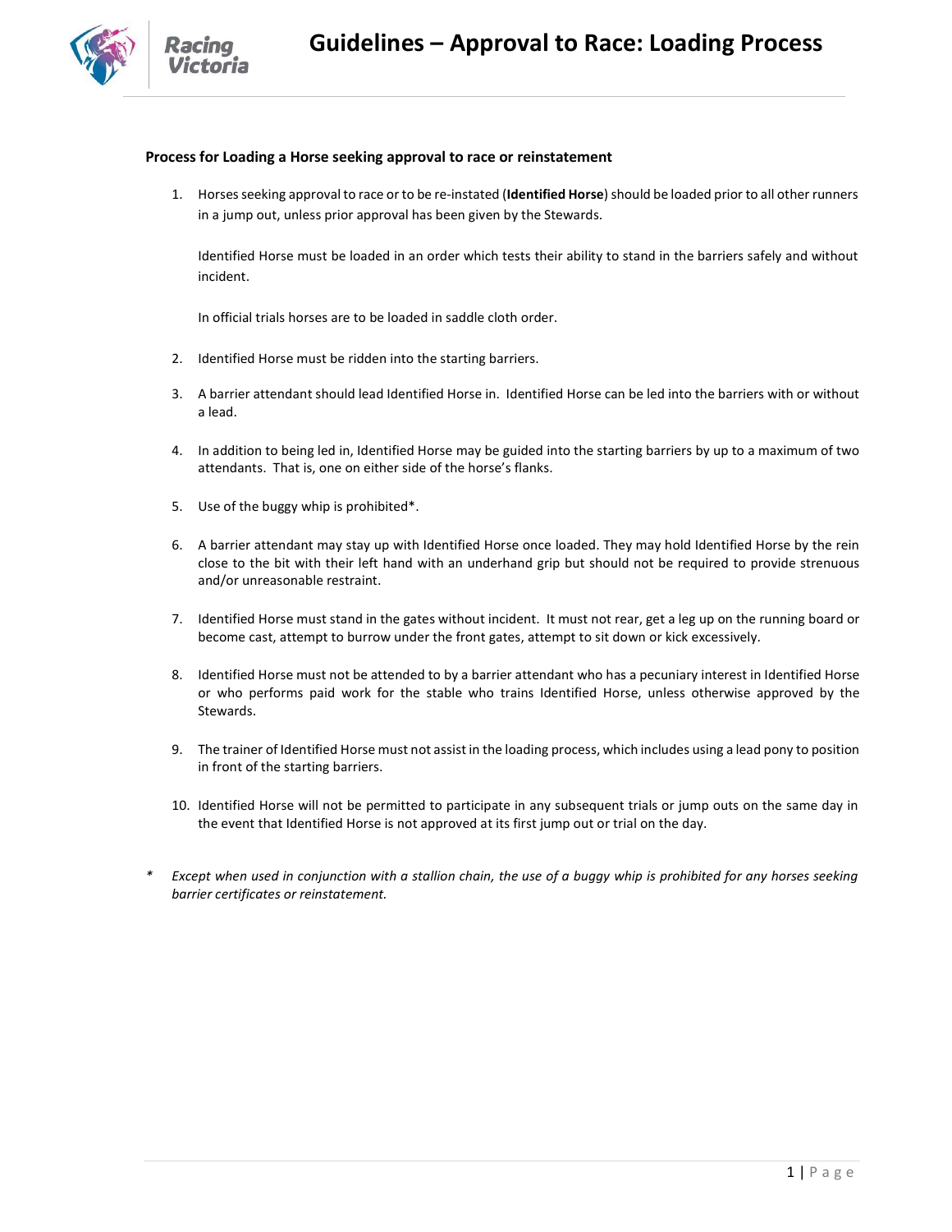# Guidelines – Approval to Race: Loading Process

**Process for Loading a Horse seeking approval to race or reinstatement**

1. Horses seeking approval to race or to be re-instated (**Identified Horse**) should be loaded prior to all other runners in a jump out, unless prior approval has been given by the Stewards.

   Identified Horse must be loaded in an order which tests their ability to stand in the barriers safely and without incident.

   In official trials horses are to be loaded in saddle cloth order.

2. Identified Horse must be ridden into the starting barriers.
3. A barrier attendant should lead Identified Horse in. Identified Horse can be led into the barriers with or without a lead.
4. In addition to being led in, Identified Horse may be guided into the starting barriers by up to a maximum of two attendants. That is, one on either side of the horse's flanks.
5. Use of the buggy whip is prohibited*.
6. A barrier attendant may stay up with Identified Horse once loaded. They may hold Identified Horse by the rein close to the bit with their left hand with an underhand grip but should not be required to provide strenuous and/or unreasonable restraint.
7. Identified Horse must stand in the gates without incident. It must not rear, get a leg up on the running board or become cast, attempt to burrow under the front gates, attempt to sit down or kick excessively.
8. Identified Horse must not be attended to by a barrier attendant who has a pecuniary interest in Identified Horse or who performs paid work for the stable who trains Identified Horse, unless otherwise approved by the Stewards.
9. The trainer of Identified Horse must not assist in the loading process, which includes using a lead pony to position in front of the starting barriers.
10. Identified Horse will not be permitted to participate in any subsequent trials or jump outs on the same day in the event that Identified Horse is not approved at its first jump out or trial on the day.

\* *Except when used in conjunction with a stallion chain, the use of a buggy whip is prohibited for any horses seeking barrier certificates or reinstatement.*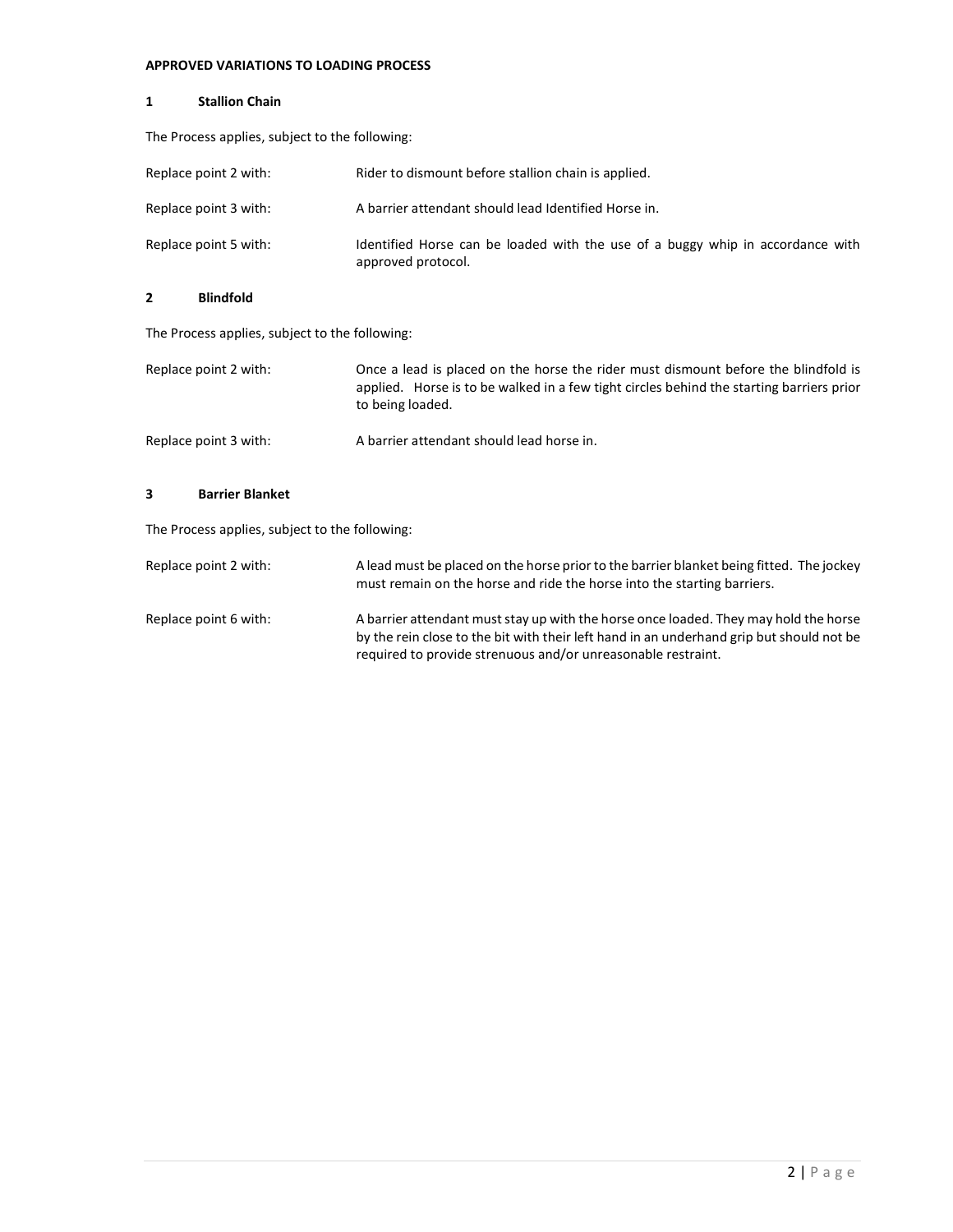**APPROVED VARIATIONS TO LOADING PROCESS**

## 1 Stallion Chain

The Process applies, subject to the following:

| | |
|---|---|
| Replace point 2 with: | Rider to dismount before stallion chain is applied. |
| Replace point 3 with: | A barrier attendant should lead Identified Horse in. |
| Replace point 5 with: | Identified Horse can be loaded with the use of a buggy whip in accordance with approved protocol. |

## 2 Blindfold

The Process applies, subject to the following:

| | |
|---|---|
| Replace point 2 with: | Once a lead is placed on the horse the rider must dismount before the blindfold is applied. Horse is to be walked in a few tight circles behind the starting barriers prior to being loaded. |
| Replace point 3 with: | A barrier attendant should lead horse in. |

## 3 Barrier Blanket

The Process applies, subject to the following:

| | |
|---|---|
| Replace point 2 with: | A lead must be placed on the horse prior to the barrier blanket being fitted. The jockey must remain on the horse and ride the horse into the starting barriers. |
| Replace point 6 with: | A barrier attendant must stay up with the horse once loaded. They may hold the horse by the rein close to the bit with their left hand in an underhand grip but should not be required to provide strenuous and/or unreasonable restraint. |